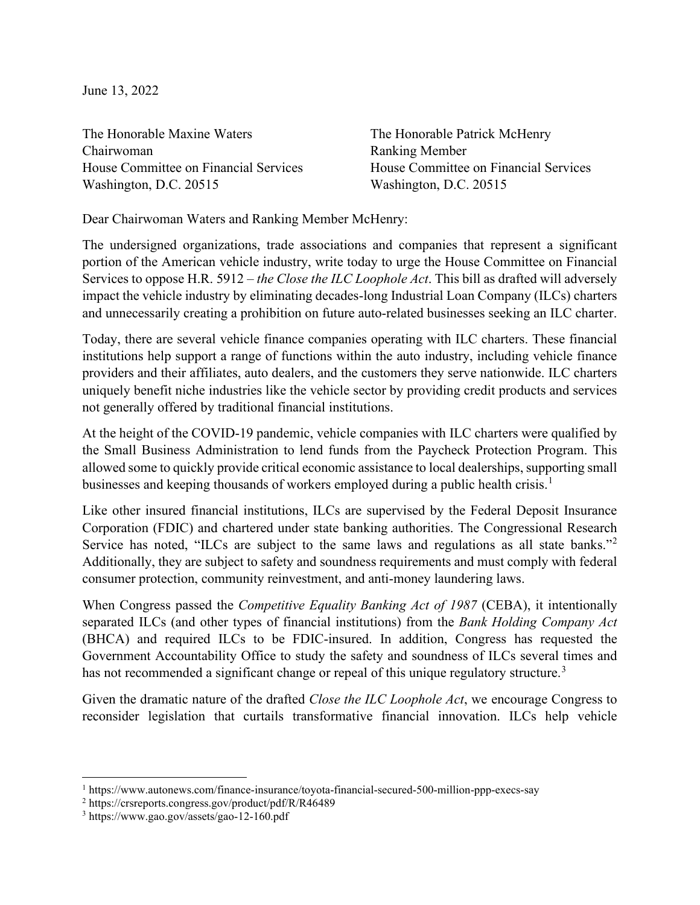June 13, 2022

The Honorable Maxine Waters
Chairwoman
House Committee on Financial Services
Washington, D.C. 20515

The Honorable Patrick McHenry
Ranking Member
House Committee on Financial Services
Washington, D.C. 20515

Dear Chairwoman Waters and Ranking Member McHenry:

The undersigned organizations, trade associations and companies that represent a significant portion of the American vehicle industry, write today to urge the House Committee on Financial Services to oppose H.R. 5912 – *the Close the ILC Loophole Act*. This bill as drafted will adversely impact the vehicle industry by eliminating decades-long Industrial Loan Company (ILCs) charters and unnecessarily creating a prohibition on future auto-related businesses seeking an ILC charter.

Today, there are several vehicle finance companies operating with ILC charters. These financial institutions help support a range of functions within the auto industry, including vehicle finance providers and their affiliates, auto dealers, and the customers they serve nationwide. ILC charters uniquely benefit niche industries like the vehicle sector by providing credit products and services not generally offered by traditional financial institutions.

At the height of the COVID-19 pandemic, vehicle companies with ILC charters were qualified by the Small Business Administration to lend funds from the Paycheck Protection Program. This allowed some to quickly provide critical economic assistance to local dealerships, supporting small businesses and keeping thousands of workers employed during a public health crisis.[1]

Like other insured financial institutions, ILCs are supervised by the Federal Deposit Insurance Corporation (FDIC) and chartered under state banking authorities. The Congressional Research Service has noted, "ILCs are subject to the same laws and regulations as all state banks."[2] Additionally, they are subject to safety and soundness requirements and must comply with federal consumer protection, community reinvestment, and anti-money laundering laws.

When Congress passed the *Competitive Equality Banking Act of 1987* (CEBA), it intentionally separated ILCs (and other types of financial institutions) from the *Bank Holding Company Act* (BHCA) and required ILCs to be FDIC-insured. In addition, Congress has requested the Government Accountability Office to study the safety and soundness of ILCs several times and has not recommended a significant change or repeal of this unique regulatory structure.[3]

Given the dramatic nature of the drafted *Close the ILC Loophole Act*, we encourage Congress to reconsider legislation that curtails transformative financial innovation. ILCs help vehicle

---

[1] https://www.autonews.com/finance-insurance/toyota-financial-secured-500-million-ppp-execs-say

[2] https://crsreports.congress.gov/product/pdf/R/R46489

[3] https://www.gao.gov/assets/gao-12-160.pdf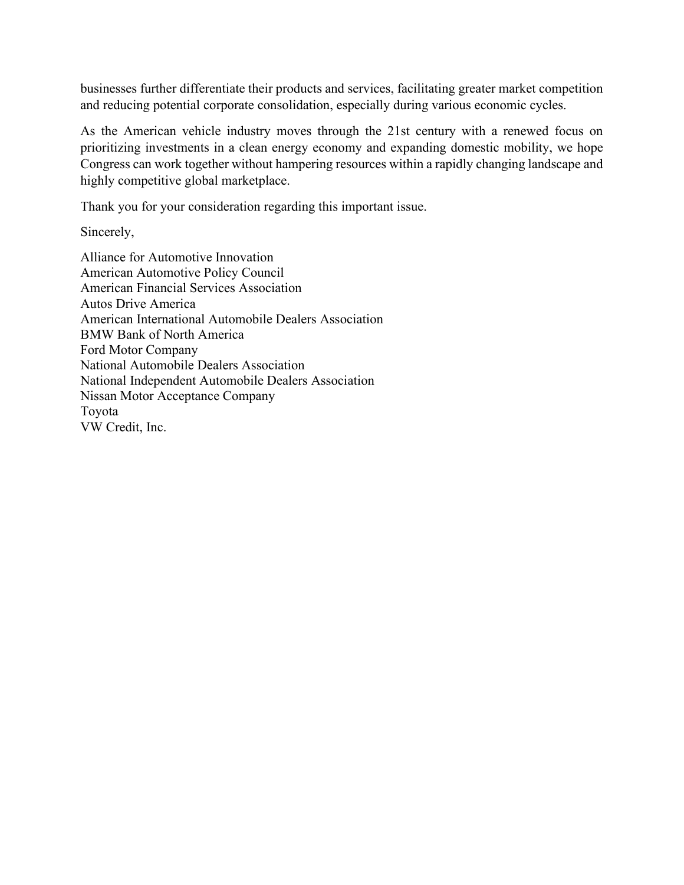businesses further differentiate their products and services, facilitating greater market competition and reducing potential corporate consolidation, especially during various economic cycles.

As the American vehicle industry moves through the 21st century with a renewed focus on prioritizing investments in a clean energy economy and expanding domestic mobility, we hope Congress can work together without hampering resources within a rapidly changing landscape and highly competitive global marketplace.

Thank you for your consideration regarding this important issue.

Sincerely,

Alliance for Automotive Innovation
American Automotive Policy Council
American Financial Services Association
Autos Drive America
American International Automobile Dealers Association
BMW Bank of North America
Ford Motor Company
National Automobile Dealers Association
National Independent Automobile Dealers Association
Nissan Motor Acceptance Company
Toyota
VW Credit, Inc.